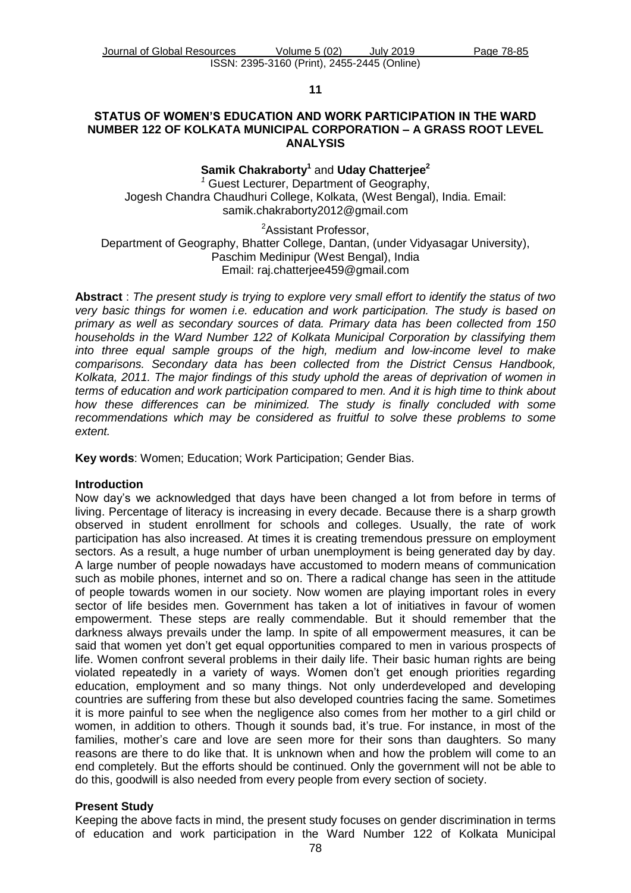**11**

# STATUS OF WOMEN'S EDUCATION AND WORK PARTICIPATION IN THE WARD NUMBER 122 OF KOLKATA MUNICIPAL CORPORATION – A GRASS ROOT LEVEL ANALYSIS

**Samik Chakraborty**[1] and **Uday Chatterjee**[2]

[1] Guest Lecturer, Department of Geography, Jogesh Chandra Chaudhuri College, Kolkata, (West Bengal), India. Email: samik.chakraborty2012@gmail.com

[2]Assistant Professor, Department of Geography, Bhatter College, Dantan, (under Vidyasagar University), Paschim Medinipur (West Bengal), India
Email: raj.chatterjee459@gmail.com

**Abstract** : *The present study is trying to explore very small effort to identify the status of two very basic things for women i.e. education and work participation. The study is based on primary as well as secondary sources of data. Primary data has been collected from 150 households in the Ward Number 122 of Kolkata Municipal Corporation by classifying them into three equal sample groups of the high, medium and low-income level to make comparisons. Secondary data has been collected from the District Census Handbook, Kolkata, 2011. The major findings of this study uphold the areas of deprivation of women in terms of education and work participation compared to men. And it is high time to think about how these differences can be minimized. The study is finally concluded with some recommendations which may be considered as fruitful to solve these problems to some extent.*

**Key words**: Women; Education; Work Participation; Gender Bias.

## Introduction

Now day's we acknowledged that days have been changed a lot from before in terms of living. Percentage of literacy is increasing in every decade. Because there is a sharp growth observed in student enrollment for schools and colleges. Usually, the rate of work participation has also increased. At times it is creating tremendous pressure on employment sectors. As a result, a huge number of urban unemployment is being generated day by day. A large number of people nowadays have accustomed to modern means of communication such as mobile phones, internet and so on. There a radical change has seen in the attitude of people towards women in our society. Now women are playing important roles in every sector of life besides men. Government has taken a lot of initiatives in favour of women empowerment. These steps are really commendable. But it should remember that the darkness always prevails under the lamp. In spite of all empowerment measures, it can be said that women yet don't get equal opportunities compared to men in various prospects of life. Women confront several problems in their daily life. Their basic human rights are being violated repeatedly in a variety of ways. Women don't get enough priorities regarding education, employment and so many things. Not only underdeveloped and developing countries are suffering from these but also developed countries facing the same. Sometimes it is more painful to see when the negligence also comes from her mother to a girl child or women, in addition to others. Though it sounds bad, it's true. For instance, in most of the families, mother's care and love are seen more for their sons than daughters. So many reasons are there to do like that. It is unknown when and how the problem will come to an end completely. But the efforts should be continued. Only the government will not be able to do this, goodwill is also needed from every people from every section of society.

## Present Study

Keeping the above facts in mind, the present study focuses on gender discrimination in terms of education and work participation in the Ward Number 122 of Kolkata Municipal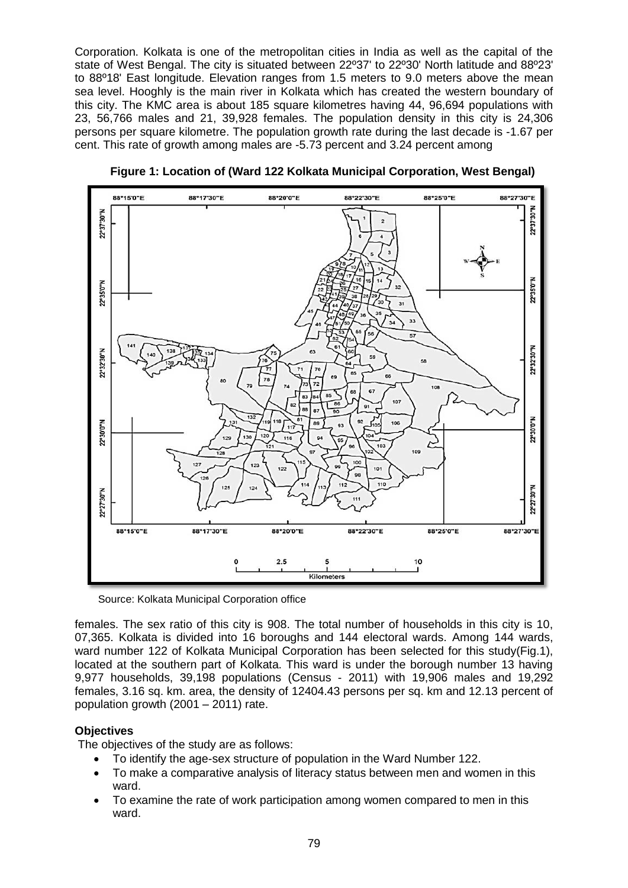Corporation. Kolkata is one of the metropolitan cities in India as well as the capital of the state of West Bengal. The city is situated between 22º37' to 22º30' North latitude and 88º23' to 88º18' East longitude. Elevation ranges from 1.5 meters to 9.0 meters above the mean sea level. Hooghly is the main river in Kolkata which has created the western boundary of this city. The KMC area is about 185 square kilometres having 44, 96,694 populations with 23, 56,766 males and 21, 39,928 females. The population density in this city is 24,306 persons per square kilometre. The population growth rate during the last decade is -1.67 per cent. This rate of growth among males are -5.73 percent and 3.24 percent among

**Figure 1: Location of (Ward 122 Kolkata Municipal Corporation, West Bengal)**

Source: Kolkata Municipal Corporation office

females. The sex ratio of this city is 908. The total number of households in this city is 10, 07,365. Kolkata is divided into 16 boroughs and 144 electoral wards. Among 144 wards, ward number 122 of Kolkata Municipal Corporation has been selected for this study(Fig.1), located at the southern part of Kolkata. This ward is under the borough number 13 having 9,977 households, 39,198 populations (Census - 2011) with 19,906 males and 19,292 females, 3.16 sq. km. area, the density of 12404.43 persons per sq. km and 12.13 percent of population growth (2001 – 2011) rate.

**Objectives**

The objectives of the study are as follows:

- To identify the age-sex structure of population in the Ward Number 122.
- To make a comparative analysis of literacy status between men and women in this ward.
- To examine the rate of work participation among women compared to men in this ward.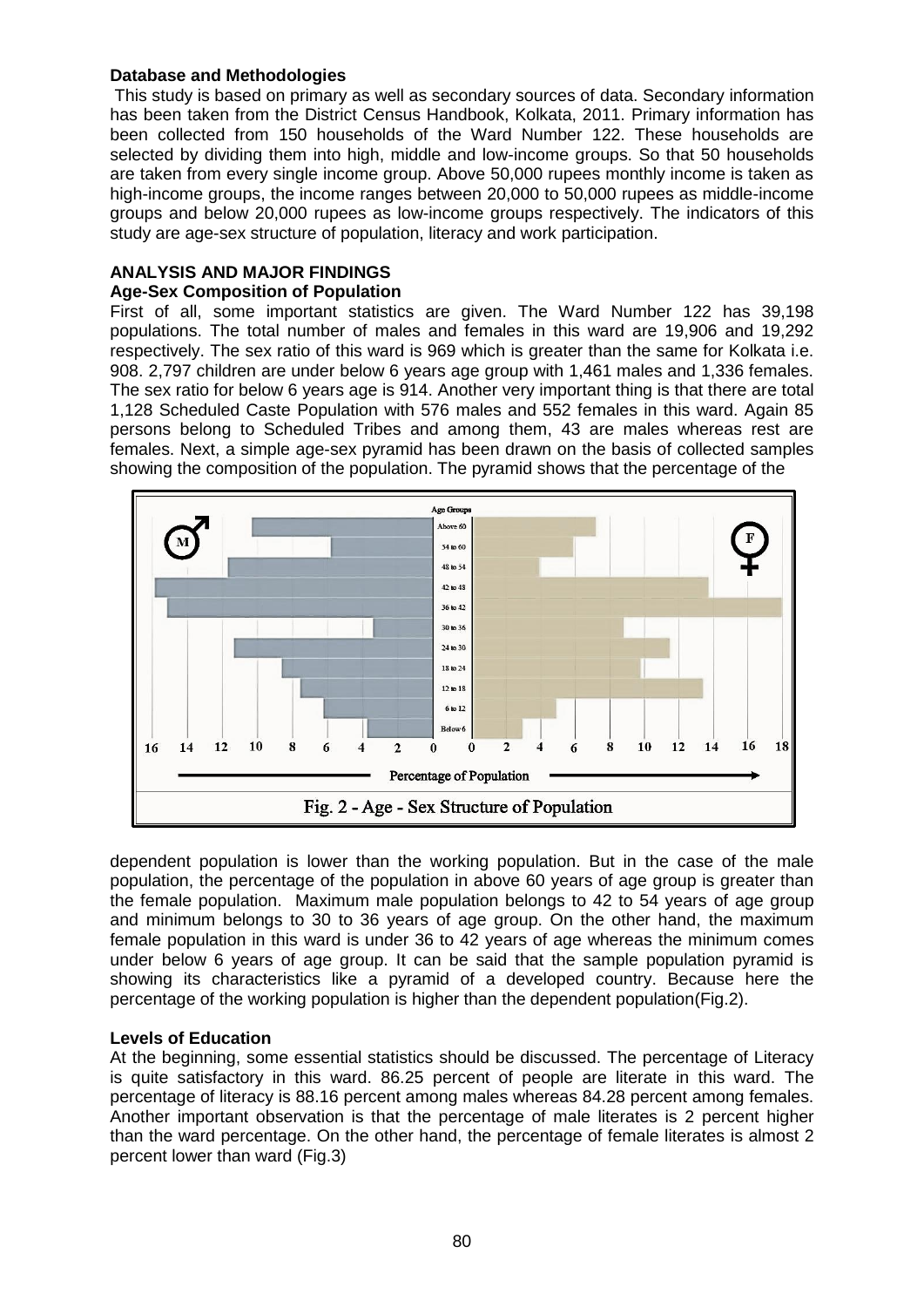**Database and Methodologies**

This study is based on primary as well as secondary sources of data. Secondary information has been taken from the District Census Handbook, Kolkata, 2011. Primary information has been collected from 150 households of the Ward Number 122. These households are selected by dividing them into high, middle and low-income groups. So that 50 households are taken from every single income group. Above 50,000 rupees monthly income is taken as high-income groups, the income ranges between 20,000 to 50,000 rupees as middle-income groups and below 20,000 rupees as low-income groups respectively. The indicators of this study are age-sex structure of population, literacy and work participation.

## ANALYSIS AND MAJOR FINDINGS

### Age-Sex Composition of Population

First of all, some important statistics are given. The Ward Number 122 has 39,198 populations. The total number of males and females in this ward are 19,906 and 19,292 respectively. The sex ratio of this ward is 969 which is greater than the same for Kolkata i.e. 908. 2,797 children are under below 6 years age group with 1,461 males and 1,336 females. The sex ratio for below 6 years age is 914. Another very important thing is that there are total 1,128 Scheduled Caste Population with 576 males and 552 females in this ward. Again 85 persons belong to Scheduled Tribes and among them, 43 are males whereas rest are females. Next, a simple age-sex pyramid has been drawn on the basis of collected samples showing the composition of the population. The pyramid shows that the percentage of the dependent population is lower than the working population. But in the case of the male population, the percentage of the population in above 60 years of age group is greater than the female population. Maximum male population belongs to 42 to 54 years of age group and minimum belongs to 30 to 36 years of age group. On the other hand, the maximum female population in this ward is under 36 to 42 years of age whereas the minimum comes under below 6 years of age group. It can be said that the sample population pyramid is showing its characteristics like a pyramid of a developed country. Because here the percentage of the working population is higher than the dependent population(Fig.2).

Fig. 2 - Age - Sex Structure of Population

### Levels of Education

At the beginning, some essential statistics should be discussed. The percentage of Literacy is quite satisfactory in this ward. 86.25 percent of people are literate in this ward. The percentage of literacy is 88.16 percent among males whereas 84.28 percent among females. Another important observation is that the percentage of male literates is 2 percent higher than the ward percentage. On the other hand, the percentage of female literates is almost 2 percent lower than ward (Fig.3)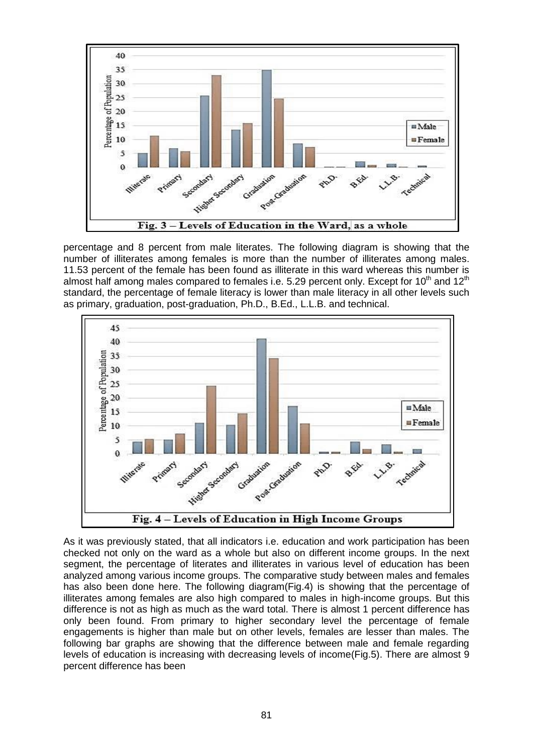Fig. 3 – Levels of Education in the Ward, as a whole

percentage and 8 percent from male literates. The following diagram is showing that the number of illiterates among females is more than the number of illiterates among males. 11.53 percent of the female has been found as illiterate in this ward whereas this number is almost half among males compared to females i.e. 5.29 percent only. Except for 10th and 12th standard, the percentage of female literacy is lower than male literacy in all other levels such as primary, graduation, post-graduation, Ph.D., B.Ed., L.L.B. and technical.

Fig. 4 – Levels of Education in High Income Groups

As it was previously stated, that all indicators i.e. education and work participation has been checked not only on the ward as a whole but also on different income groups. In the next segment, the percentage of literates and illiterates in various level of education has been analyzed among various income groups. The comparative study between males and females has also been done here. The following diagram(Fig.4) is showing that the percentage of illiterates among females are also high compared to males in high-income groups. But this difference is not as high as much as the ward total. There is almost 1 percent difference has only been found. From primary to higher secondary level the percentage of female engagements is higher than male but on other levels, females are lesser than males. The following bar graphs are showing that the difference between male and female regarding levels of education is increasing with decreasing levels of income(Fig.5). There are almost 9 percent difference has been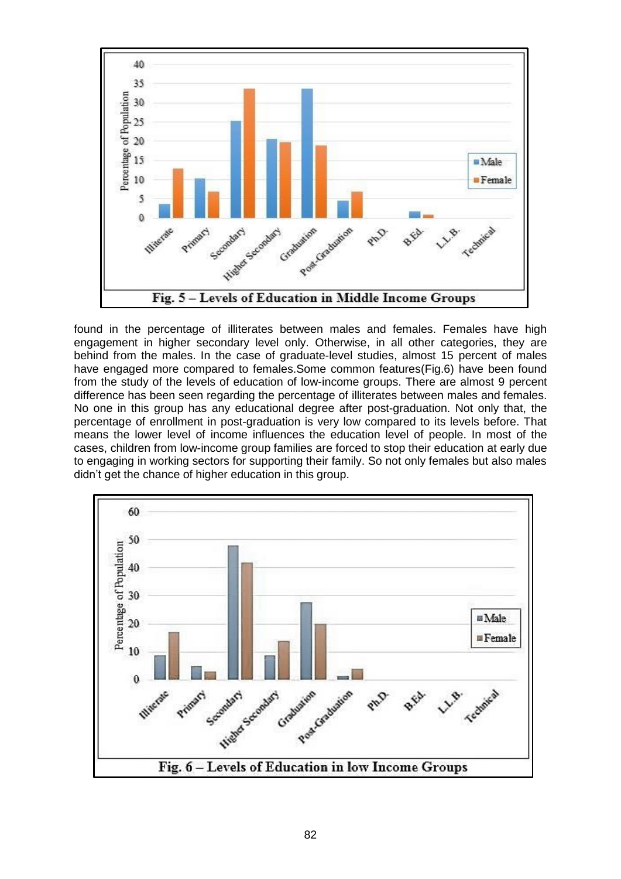Fig. 5 – Levels of Education in Middle Income Groups

found in the percentage of illiterates between males and females. Females have high engagement in higher secondary level only. Otherwise, in all other categories, they are behind from the males. In the case of graduate-level studies, almost 15 percent of males have engaged more compared to females.Some common features(Fig.6) have been found from the study of the levels of education of low-income groups. There are almost 9 percent difference has been seen regarding the percentage of illiterates between males and females. No one in this group has any educational degree after post-graduation. Not only that, the percentage of enrollment in post-graduation is very low compared to its levels before. That means the lower level of income influences the education level of people. In most of the cases, children from low-income group families are forced to stop their education at early due to engaging in working sectors for supporting their family. So not only females but also males didn't get the chance of higher education in this group.

Fig. 6 – Levels of Education in low Income Groups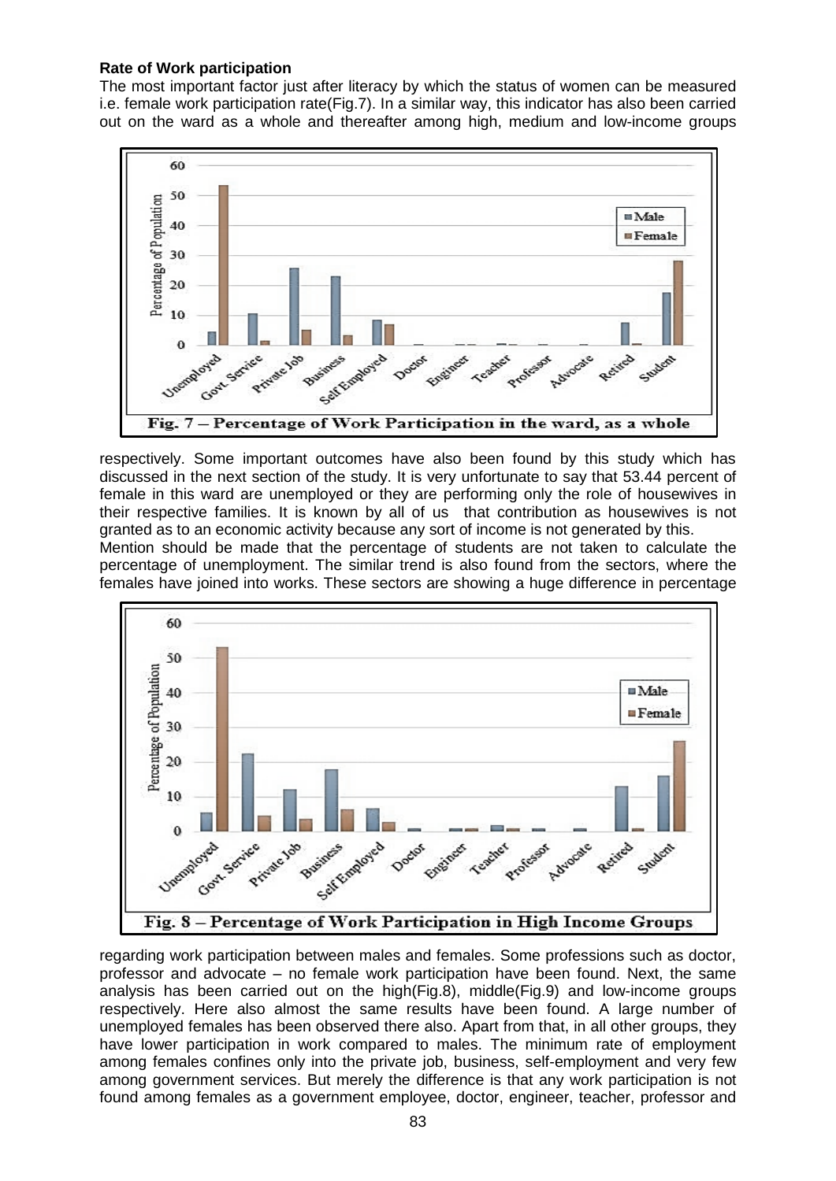**Rate of Work participation**

The most important factor just after literacy by which the status of women can be measured i.e. female work participation rate(Fig.7). In a similar way, this indicator has also been carried out on the ward as a whole and thereafter among high, medium and low-income groups

Fig. 7 – Percentage of Work Participation in the ward, as a whole

respectively. Some important outcomes have also been found by this study which has discussed in the next section of the study. It is very unfortunate to say that 53.44 percent of female in this ward are unemployed or they are performing only the role of housewives in their respective families. It is known by all of us that contribution as housewives is not granted as to an economic activity because any sort of income is not generated by this.

Mention should be made that the percentage of students are not taken to calculate the percentage of unemployment. The similar trend is also found from the sectors, where the females have joined into works. These sectors are showing a huge difference in percentage

Fig. 8 – Percentage of Work Participation in High Income Groups

regarding work participation between males and females. Some professions such as doctor, professor and advocate – no female work participation have been found. Next, the same analysis has been carried out on the high(Fig.8), middle(Fig.9) and low-income groups respectively. Here also almost the same results have been found. A large number of unemployed females has been observed there also. Apart from that, in all other groups, they have lower participation in work compared to males. The minimum rate of employment among females confines only into the private job, business, self-employment and very few among government services. But merely the difference is that any work participation is not found among females as a government employee, doctor, engineer, teacher, professor and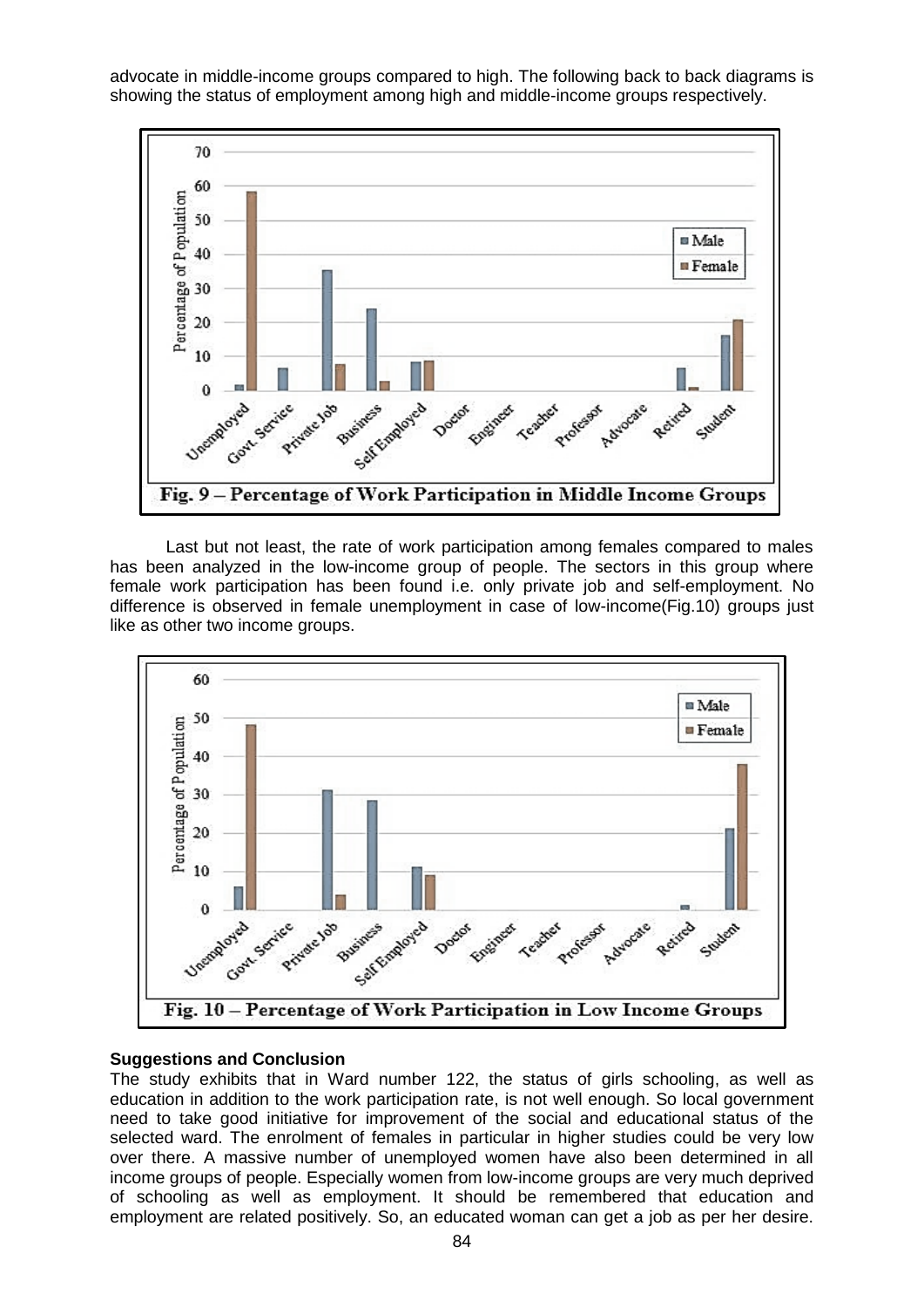advocate in middle-income groups compared to high. The following back to back diagrams is showing the status of employment among high and middle-income groups respectively.

Fig. 9 – Percentage of Work Participation in Middle Income Groups

Last but not least, the rate of work participation among females compared to males has been analyzed in the low-income group of people. The sectors in this group where female work participation has been found i.e. only private job and self-employment. No difference is observed in female unemployment in case of low-income(Fig.10) groups just like as other two income groups.

Fig. 10 – Percentage of Work Participation in Low Income Groups

**Suggestions and Conclusion**

The study exhibits that in Ward number 122, the status of girls schooling, as well as education in addition to the work participation rate, is not well enough. So local government need to take good initiative for improvement of the social and educational status of the selected ward. The enrolment of females in particular in higher studies could be very low over there. A massive number of unemployed women have also been determined in all income groups of people. Especially women from low-income groups are very much deprived of schooling as well as employment. It should be remembered that education and employment are related positively. So, an educated woman can get a job as per her desire.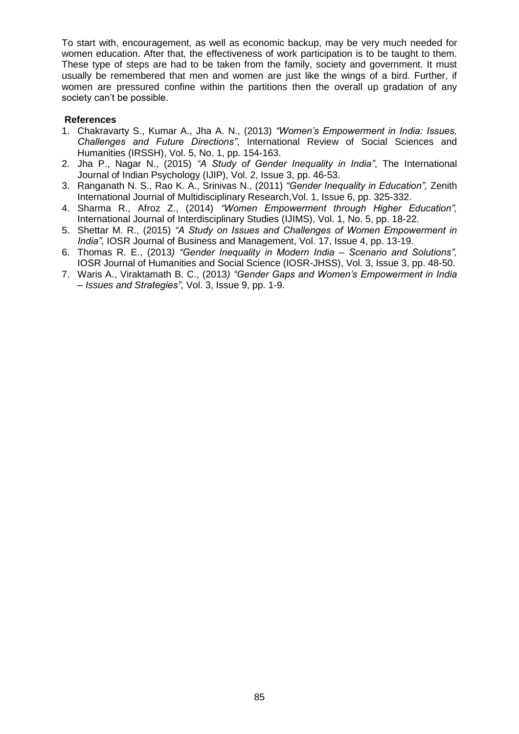To start with, encouragement, as well as economic backup, may be very much needed for women education. After that, the effectiveness of work participation is to be taught to them. These type of steps are had to be taken from the family, society and government. It must usually be remembered that men and women are just like the wings of a bird. Further, if women are pressured confine within the partitions then the overall up gradation of any society can't be possible.

**References**

1. Chakravarty S., Kumar A., Jha A. N., (2013) *"Women's Empowerment in India: Issues, Challenges and Future Directions"*, International Review of Social Sciences and Humanities (IRSSH), Vol. 5, No. 1, pp. 154-163.
2. Jha P., Nagar N., (2015) *"A Study of Gender Inequality in India"*, The International Journal of Indian Psychology (IJIP), Vol. 2, Issue 3, pp. 46-53.
3. Ranganath N. S., Rao K. A., Srinivas N., (2011) *"Gender Inequality in Education",* Zenith International Journal of Multidisciplinary Research,Vol. 1, Issue 6, pp. 325-332.
4. Sharma R., Afroz Z., (2014) *"Women Empowerment through Higher Education",* International Journal of Interdisciplinary Studies (IJIMS), Vol. 1, No. 5, pp. 18-22.
5. Shettar M. R., (2015) *"A Study on Issues and Challenges of Women Empowerment in India",* IOSR Journal of Business and Management, Vol. 17, Issue 4, pp. 13-19.
6. Thomas R. E., (2013*) "Gender Inequality in Modern India – Scenario and Solutions",* IOSR Journal of Humanities and Social Science (IOSR-JHSS), Vol. 3, Issue 3, pp. 48-50.
7. Waris A., Viraktamath B. C., (2013*) "Gender Gaps and Women's Empowerment in India – Issues and Strategies"*, Vol. 3, Issue 9, pp. 1-9.